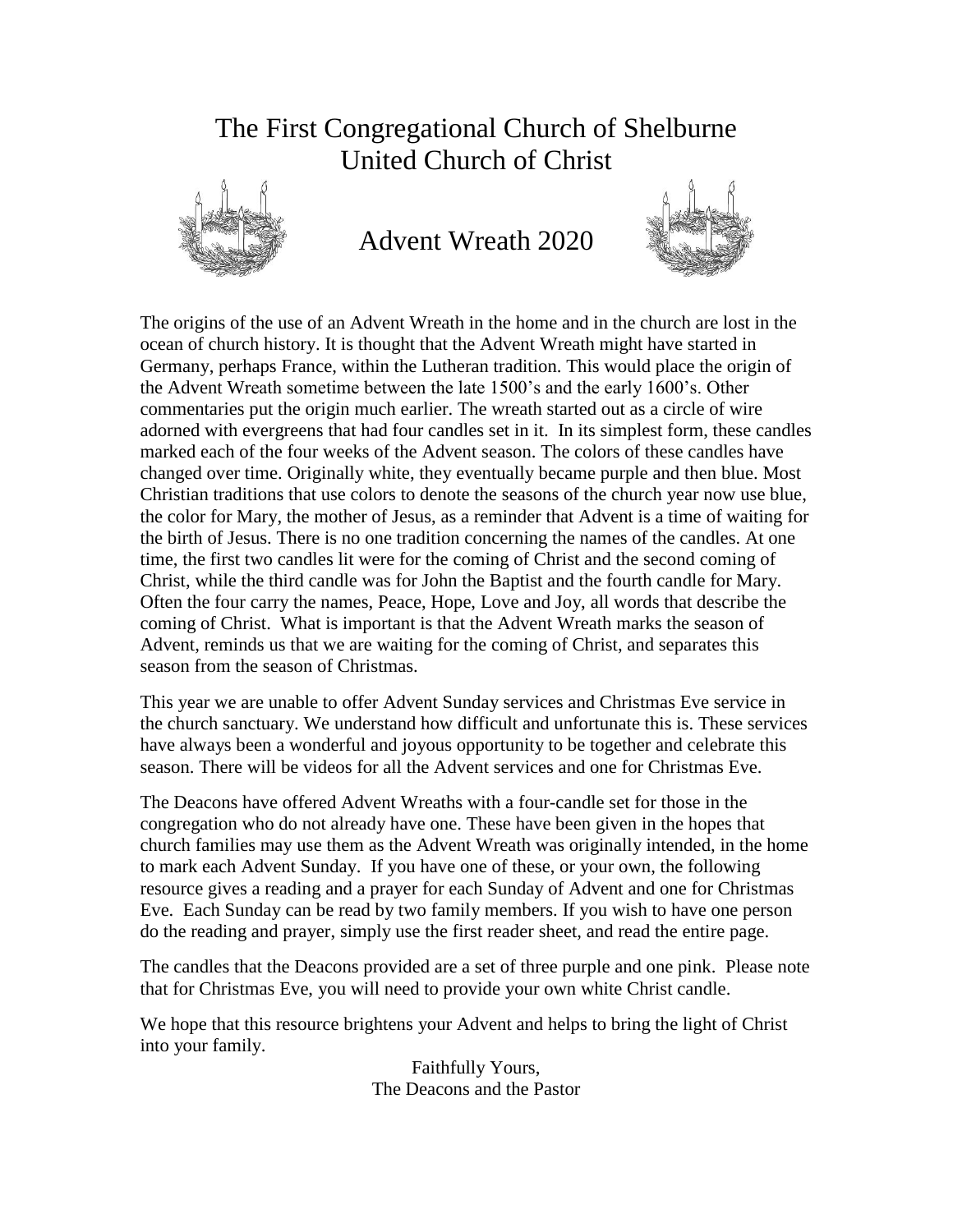# The First Congregational Church of Shelburne
# United Church of Christ

## Advent Wreath 2020

The origins of the use of an Advent Wreath in the home and in the church are lost in the ocean of church history. It is thought that the Advent Wreath might have started in Germany, perhaps France, within the Lutheran tradition. This would place the origin of the Advent Wreath sometime between the late 1500's and the early 1600's. Other commentaries put the origin much earlier. The wreath started out as a circle of wire adorned with evergreens that had four candles set in it. In its simplest form, these candles marked each of the four weeks of the Advent season. The colors of these candles have changed over time. Originally white, they eventually became purple and then blue. Most Christian traditions that use colors to denote the seasons of the church year now use blue, the color for Mary, the mother of Jesus, as a reminder that Advent is a time of waiting for the birth of Jesus. There is no one tradition concerning the names of the candles. At one time, the first two candles lit were for the coming of Christ and the second coming of Christ, while the third candle was for John the Baptist and the fourth candle for Mary. Often the four carry the names, Peace, Hope, Love and Joy, all words that describe the coming of Christ. What is important is that the Advent Wreath marks the season of Advent, reminds us that we are waiting for the coming of Christ, and separates this season from the season of Christmas.

This year we are unable to offer Advent Sunday services and Christmas Eve service in the church sanctuary. We understand how difficult and unfortunate this is. These services have always been a wonderful and joyous opportunity to be together and celebrate this season. There will be videos for all the Advent services and one for Christmas Eve.

The Deacons have offered Advent Wreaths with a four-candle set for those in the congregation who do not already have one. These have been given in the hopes that church families may use them as the Advent Wreath was originally intended, in the home to mark each Advent Sunday. If you have one of these, or your own, the following resource gives a reading and a prayer for each Sunday of Advent and one for Christmas Eve. Each Sunday can be read by two family members. If you wish to have one person do the reading and prayer, simply use the first reader sheet, and read the entire page.

The candles that the Deacons provided are a set of three purple and one pink. Please note that for Christmas Eve, you will need to provide your own white Christ candle.

We hope that this resource brightens your Advent and helps to bring the light of Christ into your family.

Faithfully Yours,
The Deacons and the Pastor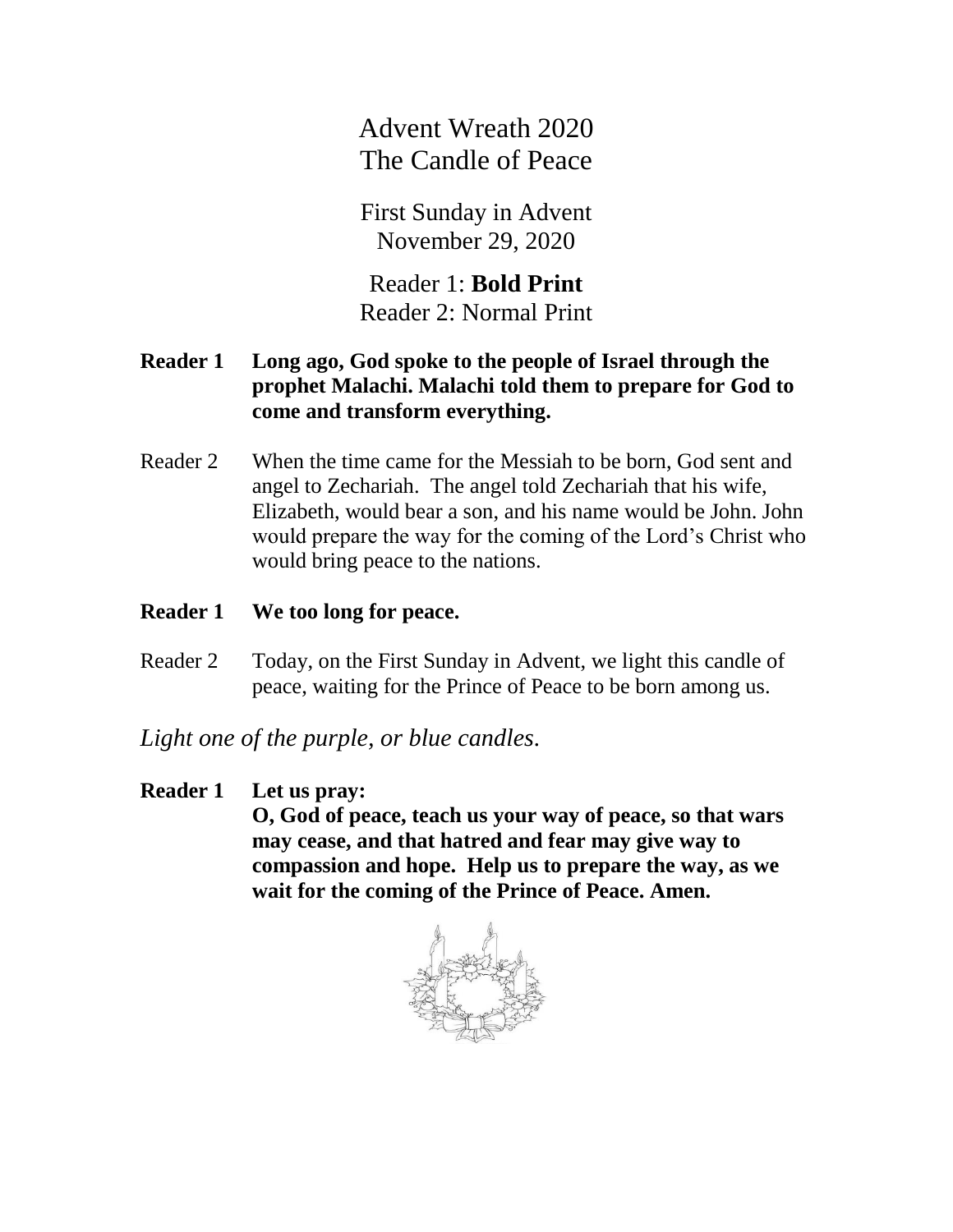# Advent Wreath 2020
# The Candle of Peace

First Sunday in Advent
November 29, 2020

Reader 1: **Bold Print**
Reader 2: Normal Print

**Reader 1** **Long ago, God spoke to the people of Israel through the prophet Malachi. Malachi told them to prepare for God to come and transform everything.**

Reader 2 When the time came for the Messiah to be born, God sent and angel to Zechariah. The angel told Zechariah that his wife, Elizabeth, would bear a son, and his name would be John. John would prepare the way for the coming of the Lord's Christ who would bring peace to the nations.

**Reader 1** **We too long for peace.**

Reader 2 Today, on the First Sunday in Advent, we light this candle of peace, waiting for the Prince of Peace to be born among us.

*Light one of the purple, or blue candles.*

**Reader 1** **Let us pray:**
**O, God of peace, teach us your way of peace, so that wars may cease, and that hatred and fear may give way to compassion and hope. Help us to prepare the way, as we wait for the coming of the Prince of Peace. Amen.**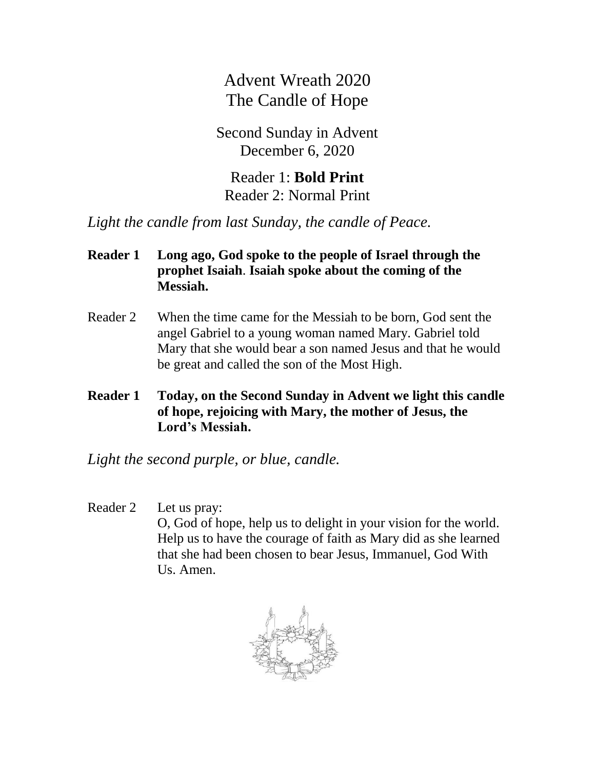# Advent Wreath 2020
# The Candle of Hope

Second Sunday in Advent
December 6, 2020

Reader 1: **Bold Print**
Reader 2: Normal Print

*Light the candle from last Sunday, the candle of Peace.*

**Reader 1** **Long ago, God spoke to the people of Israel through the prophet Isaiah**. **Isaiah spoke about the coming of the Messiah.**

Reader 2 When the time came for the Messiah to be born, God sent the angel Gabriel to a young woman named Mary. Gabriel told Mary that she would bear a son named Jesus and that he would be great and called the son of the Most High.

**Reader 1** **Today, on the Second Sunday in Advent we light this candle of hope, rejoicing with Mary, the mother of Jesus, the Lord's Messiah.**

*Light the second purple, or blue, candle.*

Reader 2 Let us pray:
O, God of hope, help us to delight in your vision for the world. Help us to have the courage of faith as Mary did as she learned that she had been chosen to bear Jesus, Immanuel, God With Us. Amen.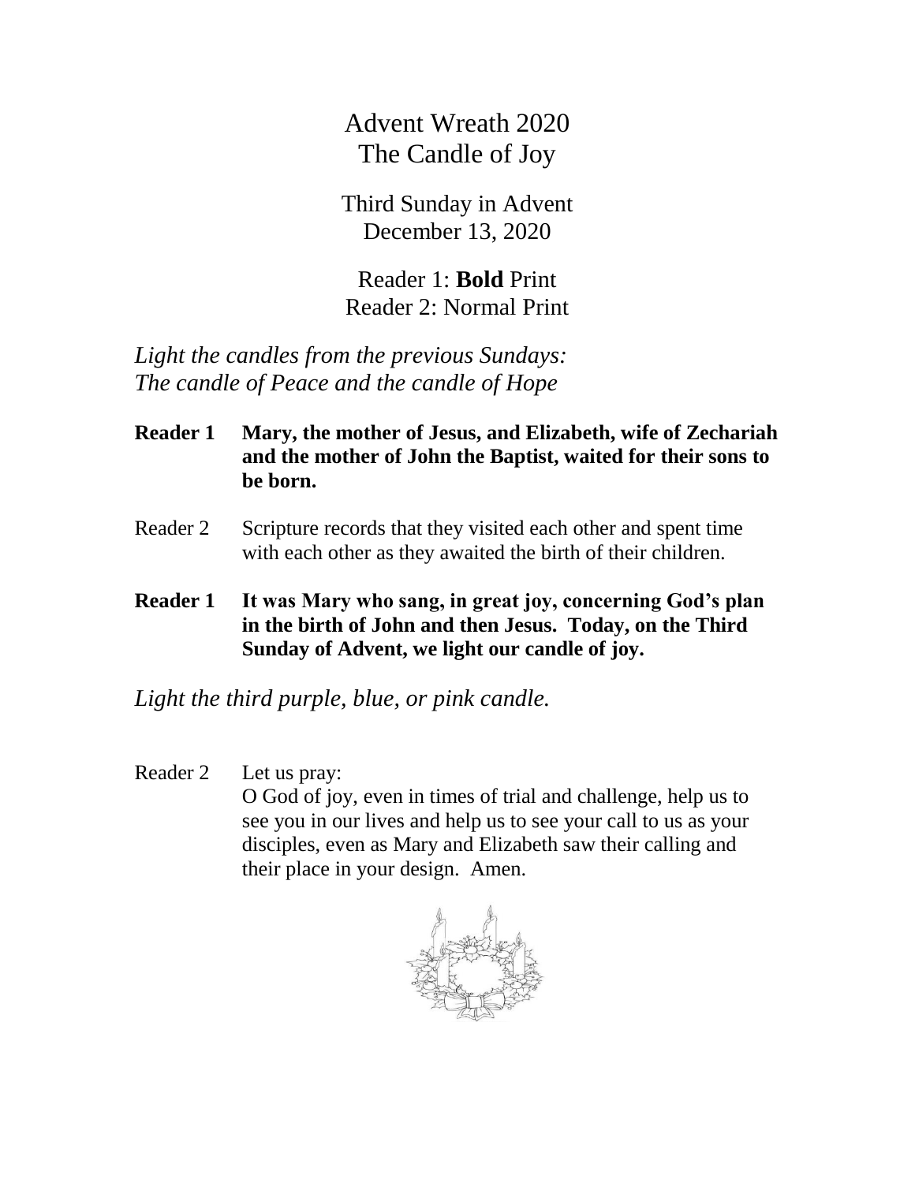# Advent Wreath 2020
# The Candle of Joy

Third Sunday in Advent
December 13, 2020

Reader 1: **Bold** Print
Reader 2: Normal Print

*Light the candles from the previous Sundays:*
*The candle of Peace and the candle of Hope*

**Reader 1 Mary, the mother of Jesus, and Elizabeth, wife of Zechariah and the mother of John the Baptist, waited for their sons to be born.**

Reader 2 Scripture records that they visited each other and spent time with each other as they awaited the birth of their children.

**Reader 1 It was Mary who sang, in great joy, concerning God's plan in the birth of John and then Jesus. Today, on the Third Sunday of Advent, we light our candle of joy.**

*Light the third purple, blue, or pink candle.*

Reader 2 Let us pray:
O God of joy, even in times of trial and challenge, help us to see you in our lives and help us to see your call to us as your disciples, even as Mary and Elizabeth saw their calling and their place in your design. Amen.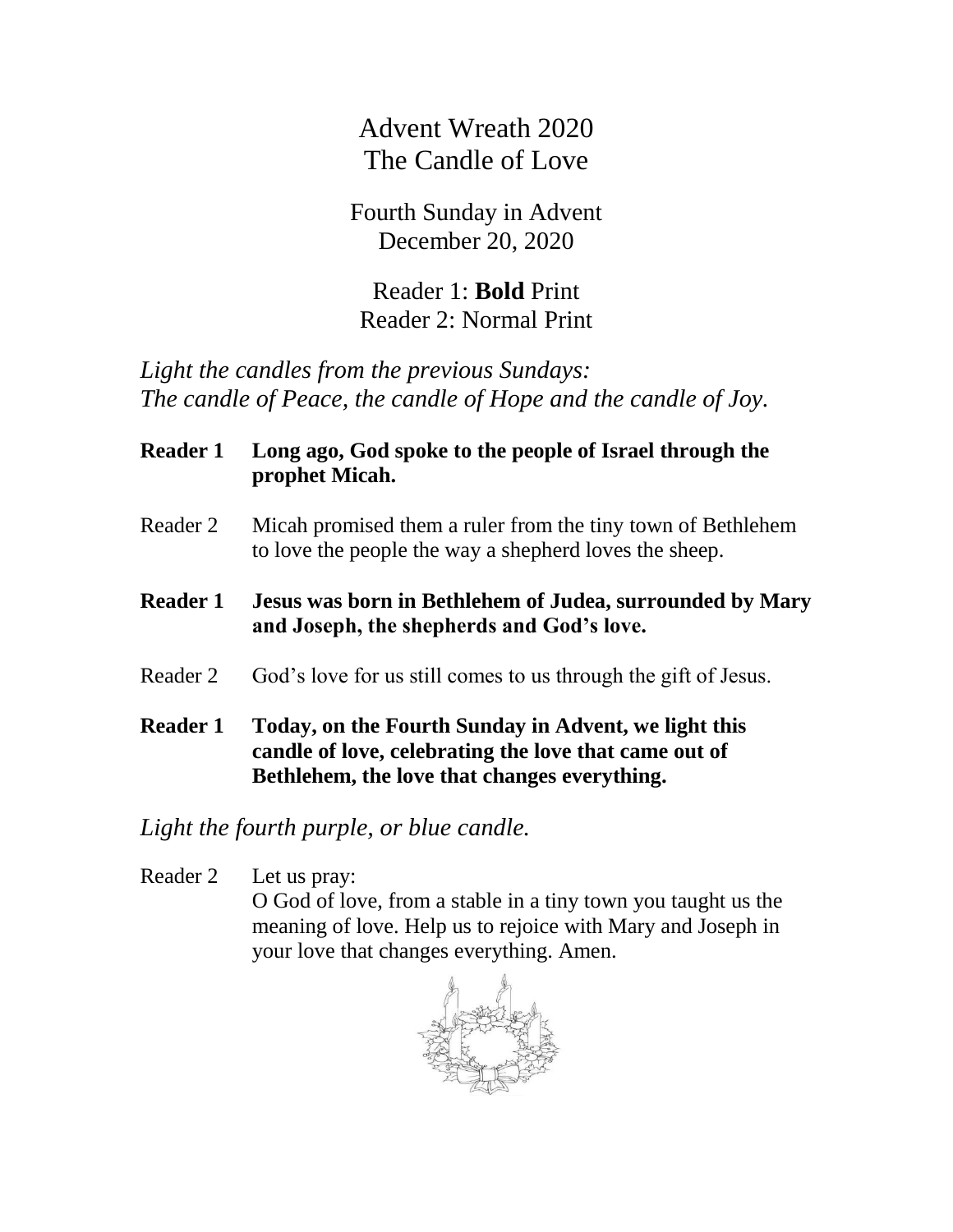# Advent Wreath 2020
# The Candle of Love

Fourth Sunday in Advent
December 20, 2020

Reader 1: **Bold** Print
Reader 2: Normal Print

*Light the candles from the previous Sundays:*
*The candle of Peace, the candle of Hope and the candle of Joy.*

**Reader 1 Long ago, God spoke to the people of Israel through the prophet Micah.**

Reader 2 Micah promised them a ruler from the tiny town of Bethlehem to love the people the way a shepherd loves the sheep.

**Reader 1 Jesus was born in Bethlehem of Judea, surrounded by Mary and Joseph, the shepherds and God's love.**

Reader 2 God's love for us still comes to us through the gift of Jesus.

**Reader 1 Today, on the Fourth Sunday in Advent, we light this candle of love, celebrating the love that came out of Bethlehem, the love that changes everything.**

*Light the fourth purple, or blue candle.*

Reader 2 Let us pray:
O God of love, from a stable in a tiny town you taught us the meaning of love. Help us to rejoice with Mary and Joseph in your love that changes everything. Amen.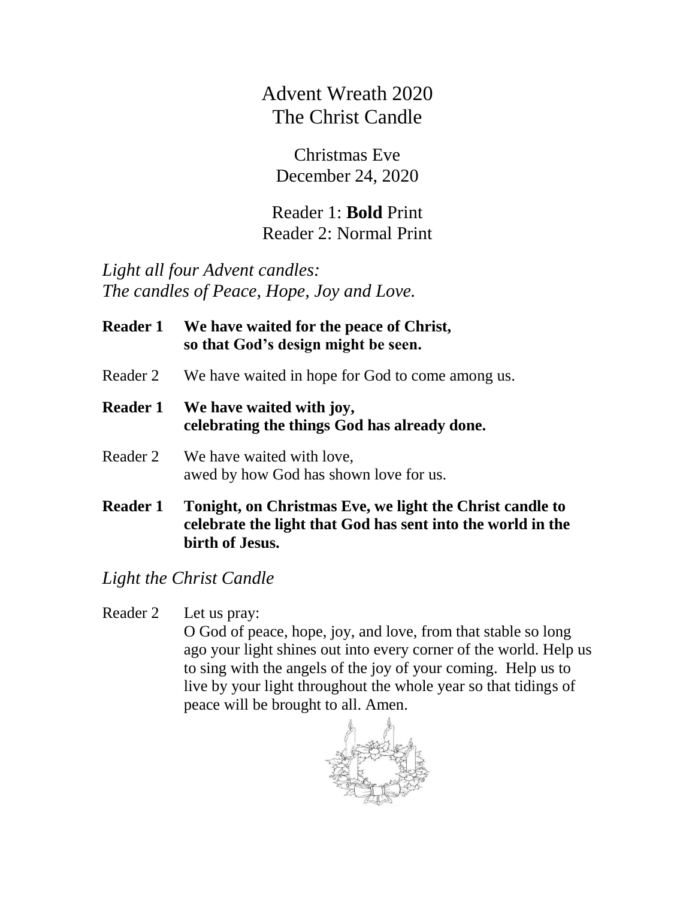# Advent Wreath 2020
# The Christ Candle

Christmas Eve
December 24, 2020

Reader 1: **Bold** Print
Reader 2: Normal Print

*Light all four Advent candles:*
*The candles of Peace, Hope, Joy and Love.*

**Reader 1** **We have waited for the peace of Christ, so that God's design might be seen.**

Reader 2 We have waited in hope for God to come among us.

**Reader 1** **We have waited with joy, celebrating the things God has already done.**

Reader 2 We have waited with love, awed by how God has shown love for us.

**Reader 1** **Tonight, on Christmas Eve, we light the Christ candle to celebrate the light that God has sent into the world in the birth of Jesus.**

*Light the Christ Candle*

Reader 2 Let us pray:
O God of peace, hope, joy, and love, from that stable so long ago your light shines out into every corner of the world. Help us to sing with the angels of the joy of your coming. Help us to live by your light throughout the whole year so that tidings of peace will be brought to all. Amen.